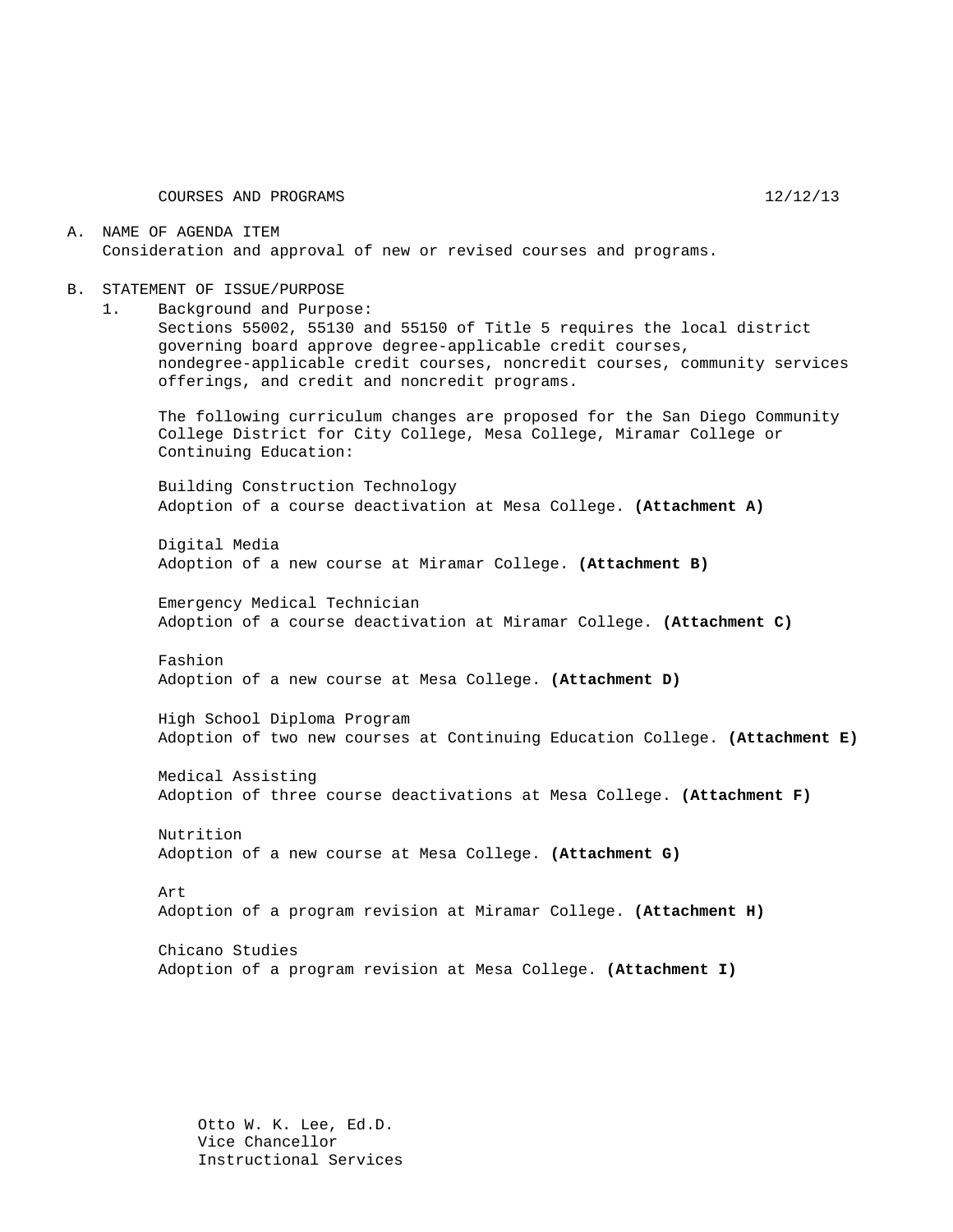COURSES AND PROGRAMS 12/12/13

A. NAME OF AGENDA ITEM

Consideration and approval of new or revised courses and programs.

B. STATEMENT OF ISSUE/PURPOSE

1. Background and Purpose:

Sections 55002, 55130 and 55150 of Title 5 requires the local district governing board approve degree-applicable credit courses, nondegree-applicable credit courses, noncredit courses, community services offerings, and credit and noncredit programs.

The following curriculum changes are proposed for the San Diego Community College District for City College, Mesa College, Miramar College or Continuing Education:

Building Construction Technology
Adoption of a course deactivation at Mesa College. **(Attachment A)**

Digital Media
Adoption of a new course at Miramar College. **(Attachment B)**

Emergency Medical Technician
Adoption of a course deactivation at Miramar College. **(Attachment C)**

Fashion
Adoption of a new course at Mesa College. **(Attachment D)**

High School Diploma Program
Adoption of two new courses at Continuing Education College. **(Attachment E)**

Medical Assisting
Adoption of three course deactivations at Mesa College. **(Attachment F)**

Nutrition
Adoption of a new course at Mesa College. **(Attachment G)**

Art
Adoption of a program revision at Miramar College. **(Attachment H)**

Chicano Studies
Adoption of a program revision at Mesa College. **(Attachment I)**

Otto W. K. Lee, Ed.D.
Vice Chancellor
Instructional Services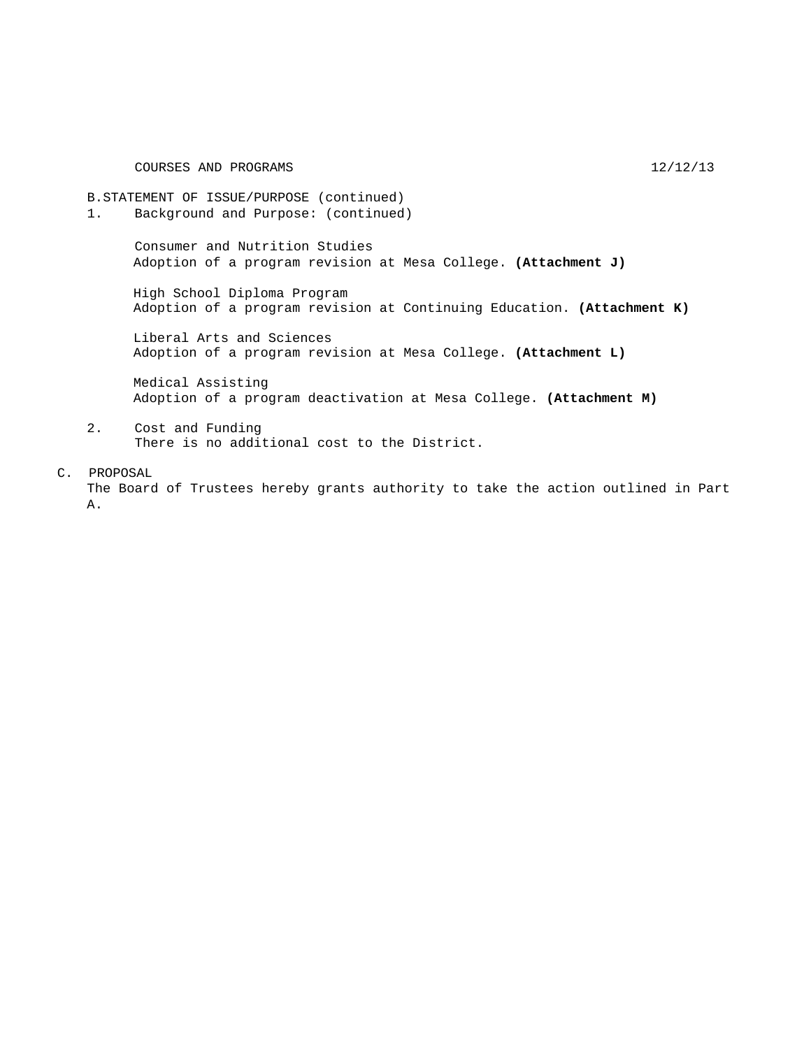COURSES AND PROGRAMS 12/12/13

B. STATEMENT OF ISSUE/PURPOSE (continued)

1. Background and Purpose: (continued)

   Consumer and Nutrition Studies
   Adoption of a program revision at Mesa College. **(Attachment J)**

   High School Diploma Program
   Adoption of a program revision at Continuing Education. **(Attachment K)**

   Liberal Arts and Sciences
   Adoption of a program revision at Mesa College. **(Attachment L)**

   Medical Assisting
   Adoption of a program deactivation at Mesa College. **(Attachment M)**

2. Cost and Funding
   There is no additional cost to the District.

C. PROPOSAL

The Board of Trustees hereby grants authority to take the action outlined in Part A.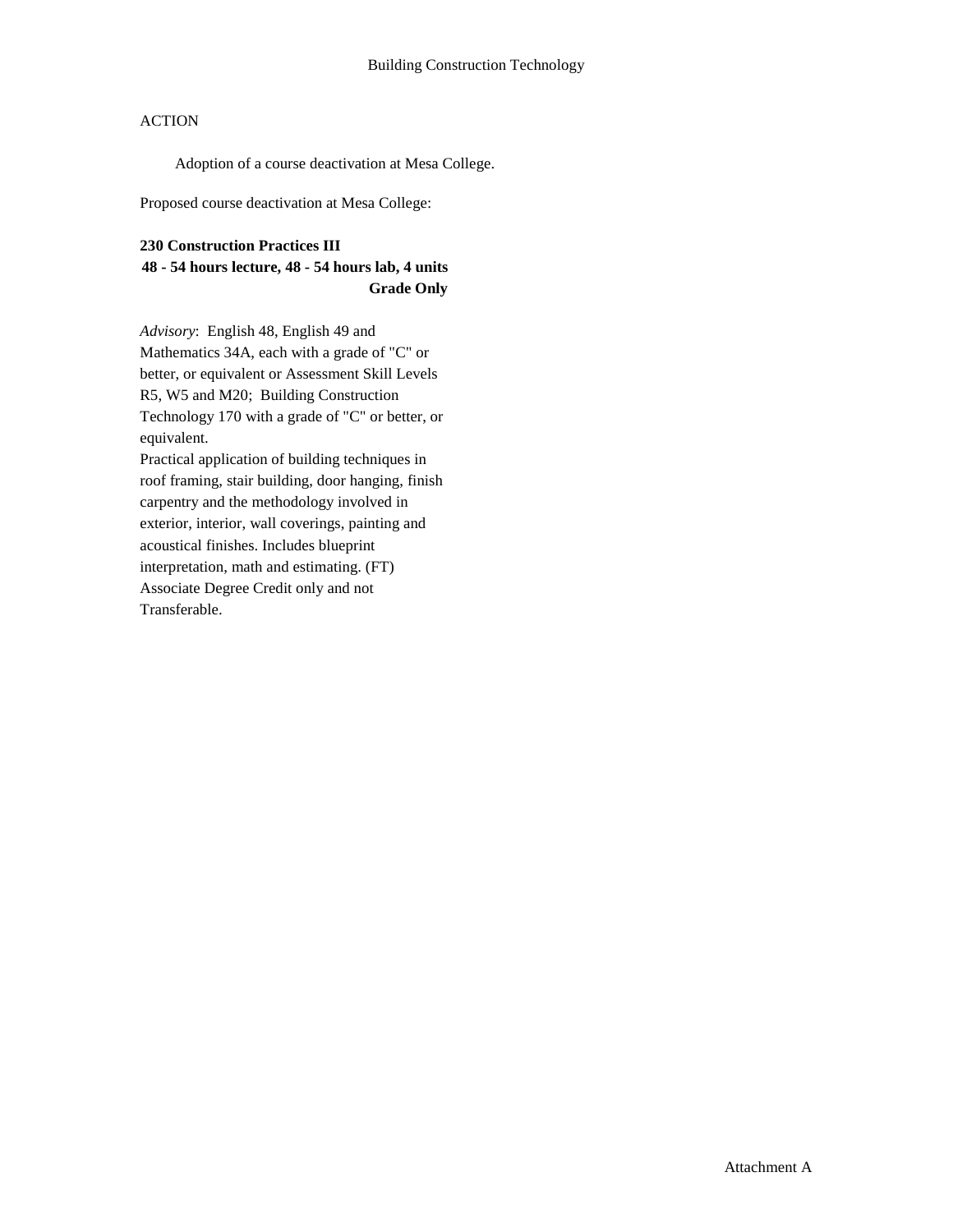Building Construction Technology

ACTION

Adoption of a course deactivation at Mesa College.

Proposed course deactivation at Mesa College:

**230 Construction Practices III**
**48 - 54 hours lecture, 48 - 54 hours lab, 4 units**
**Grade Only**

*Advisory*: English 48, English 49 and Mathematics 34A, each with a grade of "C" or better, or equivalent or Assessment Skill Levels R5, W5 and M20; Building Construction Technology 170 with a grade of "C" or better, or equivalent.
Practical application of building techniques in roof framing, stair building, door hanging, finish carpentry and the methodology involved in exterior, interior, wall coverings, painting and acoustical finishes. Includes blueprint interpretation, math and estimating. (FT)
Associate Degree Credit only and not Transferable.

Attachment A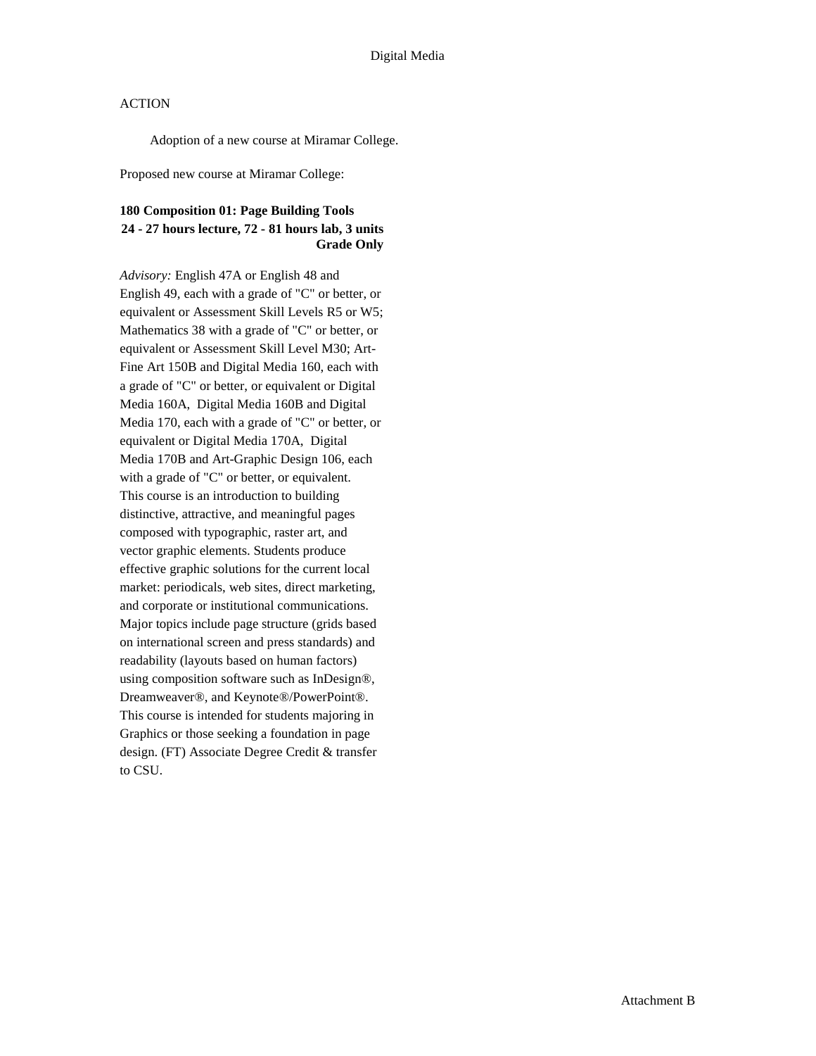Digital Media

ACTION

Adoption of a new course at Miramar College.

Proposed new course at Miramar College:

**180 Composition 01: Page Building Tools**
**24 - 27 hours lecture, 72 - 81 hours lab, 3 units**
**Grade Only**

*Advisory:* English 47A or English 48 and English 49, each with a grade of "C" or better, or equivalent or Assessment Skill Levels R5 or W5; Mathematics 38 with a grade of "C" or better, or equivalent or Assessment Skill Level M30; Art-Fine Art 150B and Digital Media 160, each with a grade of "C" or better, or equivalent or Digital Media 160A, Digital Media 160B and Digital Media 170, each with a grade of "C" or better, or equivalent or Digital Media 170A, Digital Media 170B and Art-Graphic Design 106, each with a grade of "C" or better, or equivalent. This course is an introduction to building distinctive, attractive, and meaningful pages composed with typographic, raster art, and vector graphic elements. Students produce effective graphic solutions for the current local market: periodicals, web sites, direct marketing, and corporate or institutional communications. Major topics include page structure (grids based on international screen and press standards) and readability (layouts based on human factors) using composition software such as InDesign®, Dreamweaver®, and Keynote®/PowerPoint®. This course is intended for students majoring in Graphics or those seeking a foundation in page design. (FT) Associate Degree Credit & transfer to CSU.

Attachment B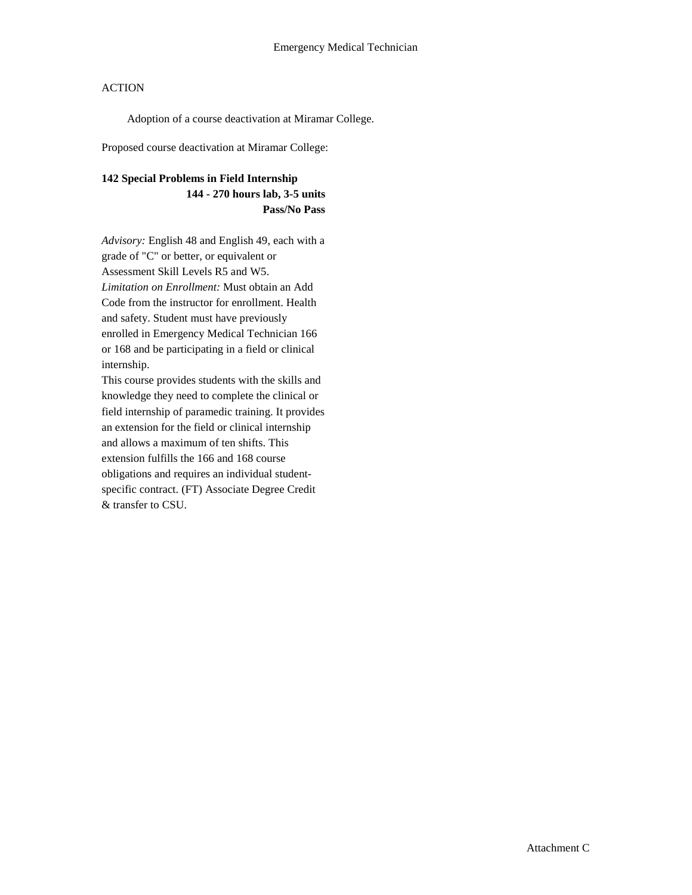Emergency Medical Technician

ACTION

Adoption of a course deactivation at Miramar College.

Proposed course deactivation at Miramar College:

**142 Special Problems in Field Internship**
**144 - 270 hours lab, 3-5 units**
**Pass/No Pass**

*Advisory:* English 48 and English 49, each with a grade of "C" or better, or equivalent or Assessment Skill Levels R5 and W5.
*Limitation on Enrollment:* Must obtain an Add Code from the instructor for enrollment. Health and safety. Student must have previously enrolled in Emergency Medical Technician 166 or 168 and be participating in a field or clinical internship.
This course provides students with the skills and knowledge they need to complete the clinical or field internship of paramedic training. It provides an extension for the field or clinical internship and allows a maximum of ten shifts. This extension fulfills the 166 and 168 course obligations and requires an individual student-specific contract. (FT) Associate Degree Credit & transfer to CSU.

Attachment C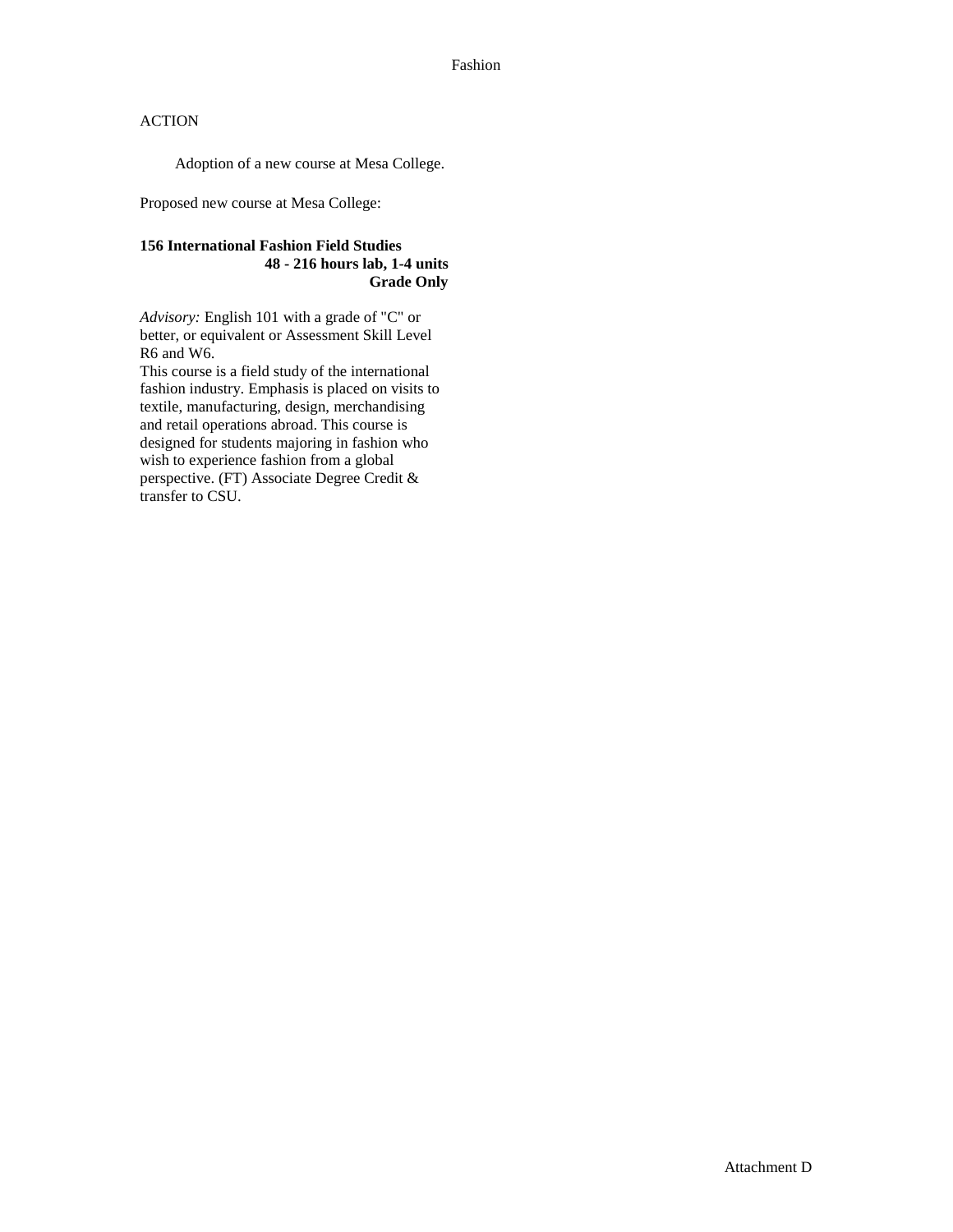Fashion

ACTION

Adoption of a new course at Mesa College.

Proposed new course at Mesa College:

**156 International Fashion Field Studies**
**48 - 216 hours lab, 1-4 units**
**Grade Only**

*Advisory:* English 101 with a grade of "C" or better, or equivalent or Assessment Skill Level R6 and W6.
This course is a field study of the international fashion industry. Emphasis is placed on visits to textile, manufacturing, design, merchandising and retail operations abroad. This course is designed for students majoring in fashion who wish to experience fashion from a global perspective. (FT) Associate Degree Credit & transfer to CSU.

Attachment D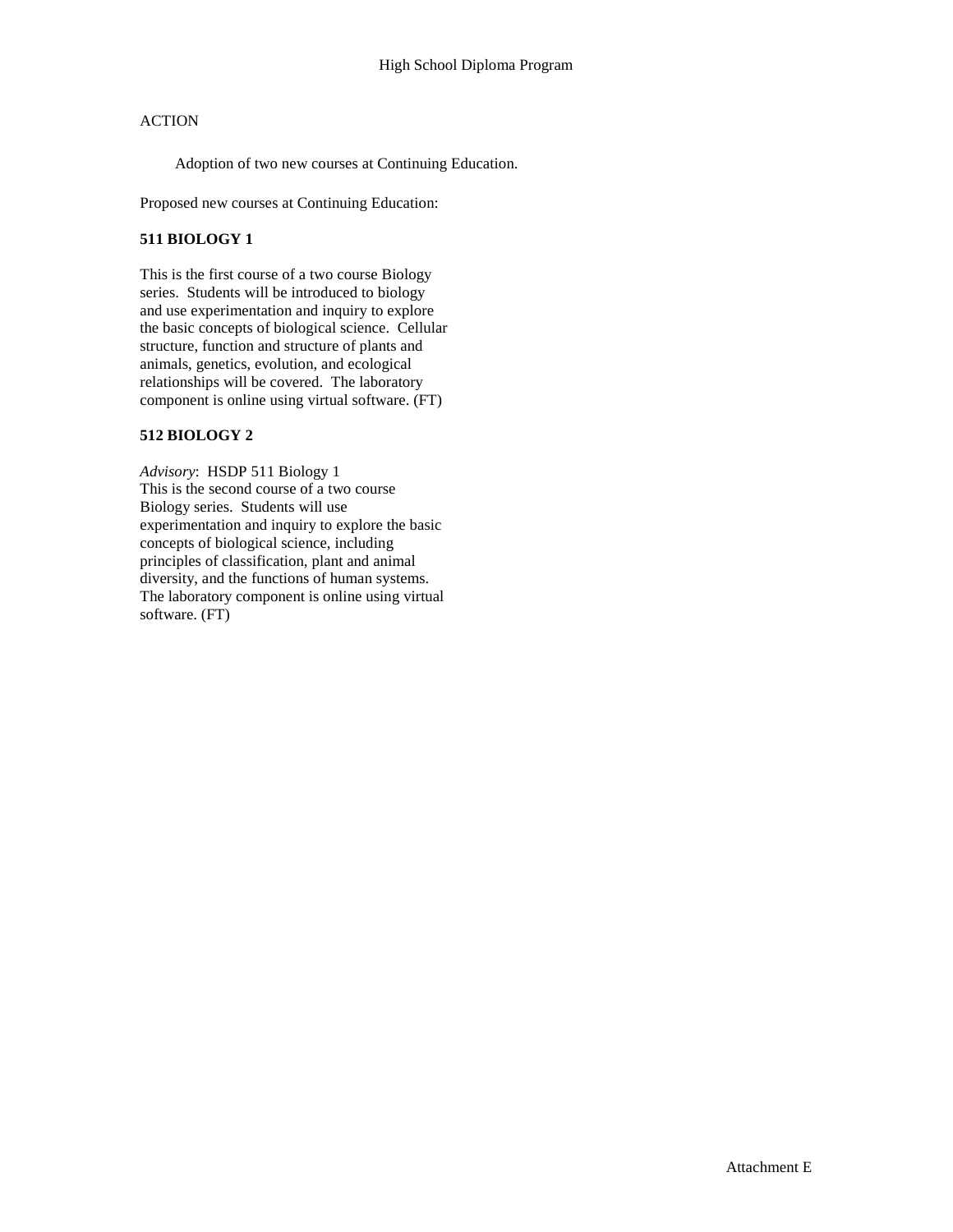High School Diploma Program

ACTION

Adoption of two new courses at Continuing Education.

Proposed new courses at Continuing Education:

**511 BIOLOGY 1**

This is the first course of a two course Biology series. Students will be introduced to biology and use experimentation and inquiry to explore the basic concepts of biological science. Cellular structure, function and structure of plants and animals, genetics, evolution, and ecological relationships will be covered. The laboratory component is online using virtual software. (FT)

**512 BIOLOGY 2**

*Advisory*: HSDP 511 Biology 1
This is the second course of a two course Biology series. Students will use experimentation and inquiry to explore the basic concepts of biological science, including principles of classification, plant and animal diversity, and the functions of human systems. The laboratory component is online using virtual software. (FT)

Attachment E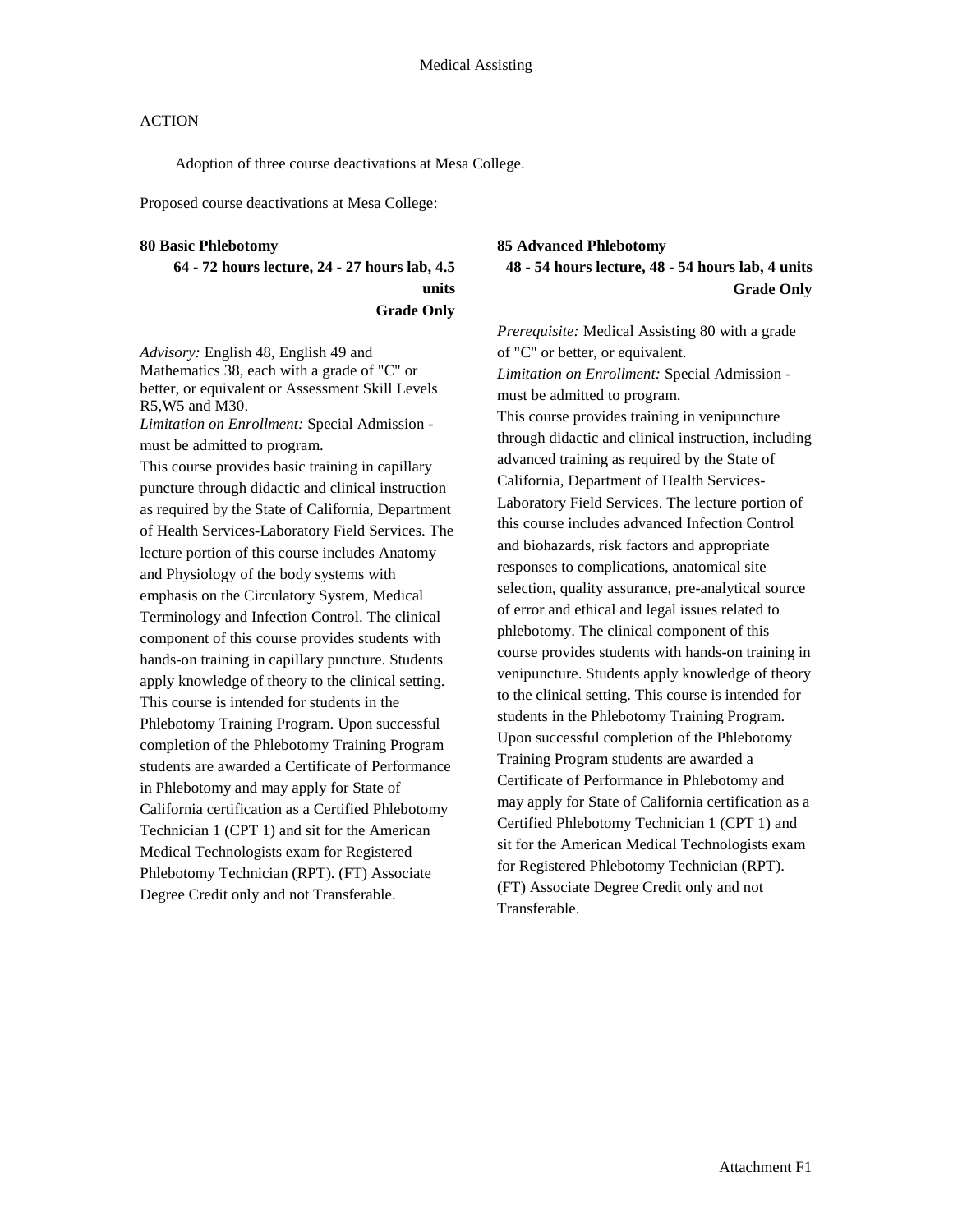Medical Assisting

ACTION

Adoption of three course deactivations at Mesa College.

Proposed course deactivations at Mesa College:

**80 Basic Phlebotomy**

**64 - 72 hours lecture, 24 - 27 hours lab, 4.5 units**
**Grade Only**

*Advisory:* English 48, English 49 and Mathematics 38, each with a grade of "C" or better, or equivalent or Assessment Skill Levels R5,W5 and M30.
*Limitation on Enrollment:* Special Admission - must be admitted to program.
This course provides basic training in capillary puncture through didactic and clinical instruction as required by the State of California, Department of Health Services-Laboratory Field Services. The lecture portion of this course includes Anatomy and Physiology of the body systems with emphasis on the Circulatory System, Medical Terminology and Infection Control. The clinical component of this course provides students with hands-on training in capillary puncture. Students apply knowledge of theory to the clinical setting. This course is intended for students in the Phlebotomy Training Program. Upon successful completion of the Phlebotomy Training Program students are awarded a Certificate of Performance in Phlebotomy and may apply for State of California certification as a Certified Phlebotomy Technician 1 (CPT 1) and sit for the American Medical Technologists exam for Registered Phlebotomy Technician (RPT). (FT) Associate Degree Credit only and not Transferable.

**85 Advanced Phlebotomy**

**48 - 54 hours lecture, 48 - 54 hours lab, 4 units**
**Grade Only**

*Prerequisite:* Medical Assisting 80 with a grade of "C" or better, or equivalent.
*Limitation on Enrollment:* Special Admission - must be admitted to program.
This course provides training in venipuncture through didactic and clinical instruction, including advanced training as required by the State of California, Department of Health Services-Laboratory Field Services. The lecture portion of this course includes advanced Infection Control and biohazards, risk factors and appropriate responses to complications, anatomical site selection, quality assurance, pre-analytical source of error and ethical and legal issues related to phlebotomy. The clinical component of this course provides students with hands-on training in venipuncture. Students apply knowledge of theory to the clinical setting. This course is intended for students in the Phlebotomy Training Program. Upon successful completion of the Phlebotomy Training Program students are awarded a Certificate of Performance in Phlebotomy and may apply for State of California certification as a Certified Phlebotomy Technician 1 (CPT 1) and sit for the American Medical Technologists exam for Registered Phlebotomy Technician (RPT). (FT) Associate Degree Credit only and not Transferable.

Attachment F1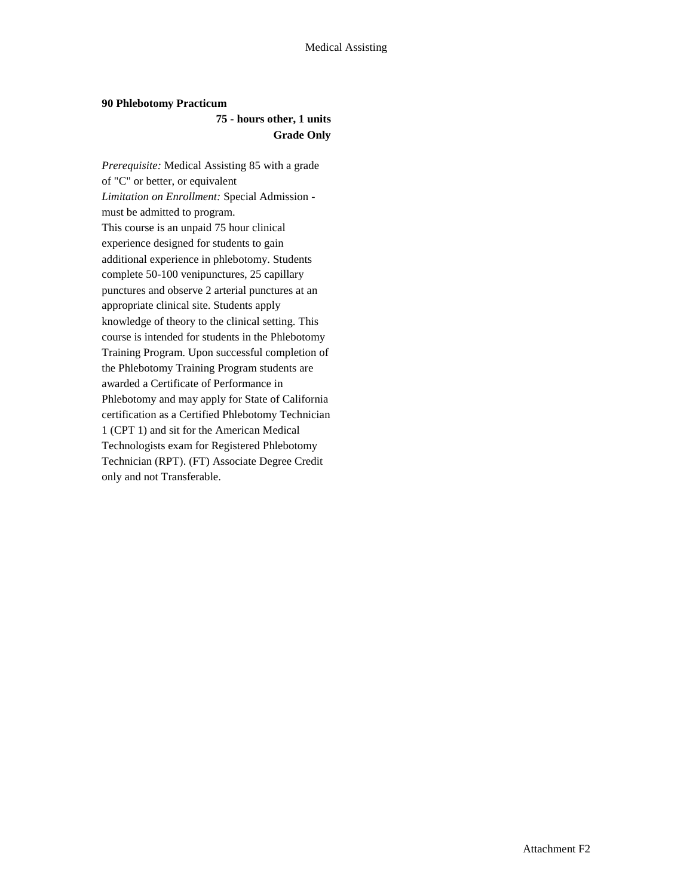**90 Phlebotomy Practicum**

**75 - hours other, 1 units**

**Grade Only**

*Prerequisite:* Medical Assisting 85 with a grade of "C" or better, or equivalent

*Limitation on Enrollment:* Special Admission - must be admitted to program.

This course is an unpaid 75 hour clinical experience designed for students to gain additional experience in phlebotomy. Students complete 50-100 venipunctures, 25 capillary punctures and observe 2 arterial punctures at an appropriate clinical site. Students apply knowledge of theory to the clinical setting. This course is intended for students in the Phlebotomy Training Program. Upon successful completion of the Phlebotomy Training Program students are awarded a Certificate of Performance in Phlebotomy and may apply for State of California certification as a Certified Phlebotomy Technician 1 (CPT 1) and sit for the American Medical Technologists exam for Registered Phlebotomy Technician (RPT). (FT) Associate Degree Credit only and not Transferable.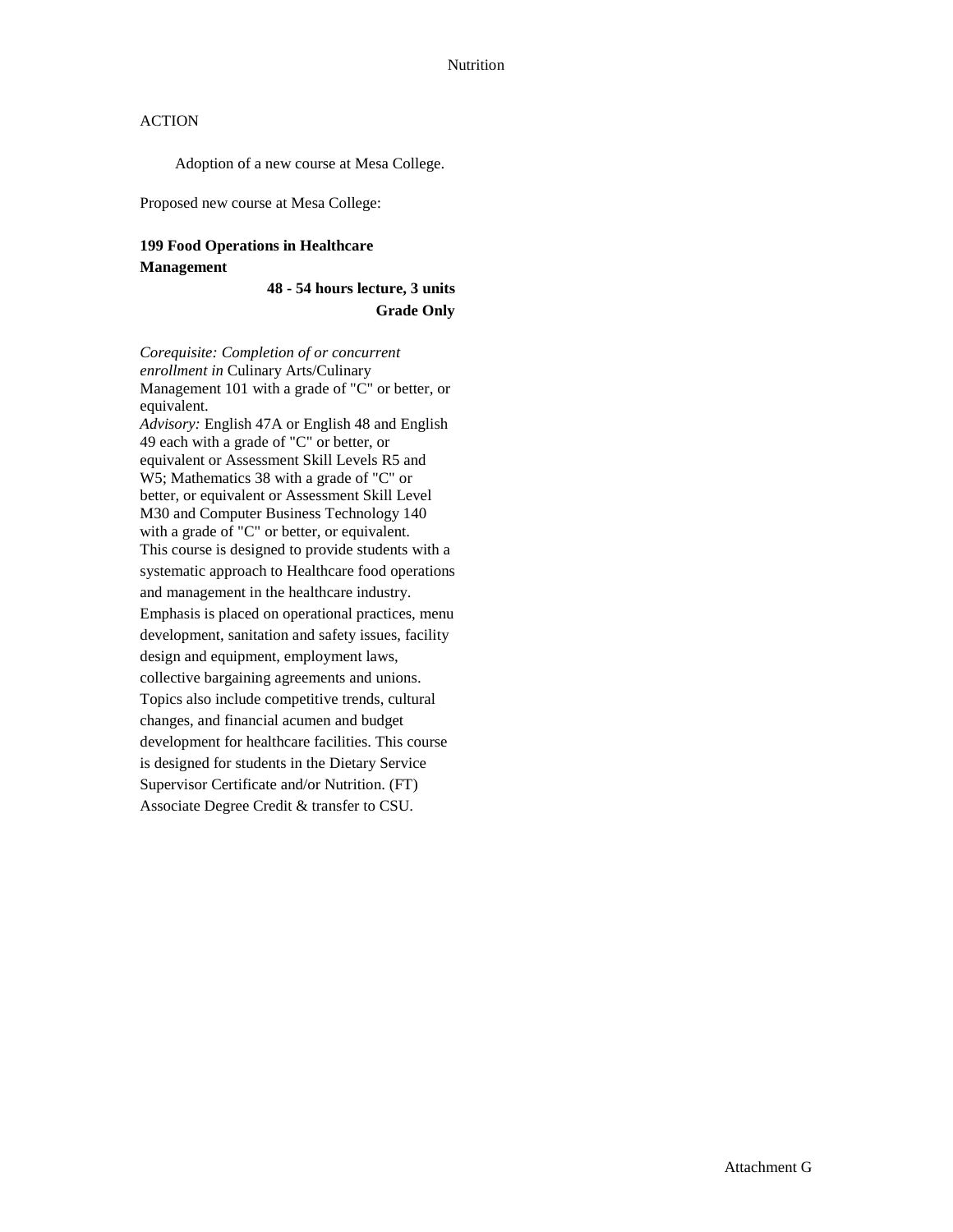Nutrition

ACTION

Adoption of a new course at Mesa College.

Proposed new course at Mesa College:

**199 Food Operations in Healthcare Management**

**48 - 54 hours lecture, 3 units**
**Grade Only**

*Corequisite: Completion of or concurrent enrollment in* Culinary Arts/Culinary Management 101 with a grade of "C" or better, or equivalent.
*Advisory:* English 47A or English 48 and English 49 each with a grade of "C" or better, or equivalent or Assessment Skill Levels R5 and W5; Mathematics 38 with a grade of "C" or better, or equivalent or Assessment Skill Level M30 and Computer Business Technology 140 with a grade of "C" or better, or equivalent.
This course is designed to provide students with a systematic approach to Healthcare food operations and management in the healthcare industry. Emphasis is placed on operational practices, menu development, sanitation and safety issues, facility design and equipment, employment laws, collective bargaining agreements and unions. Topics also include competitive trends, cultural changes, and financial acumen and budget development for healthcare facilities. This course is designed for students in the Dietary Service Supervisor Certificate and/or Nutrition. (FT) Associate Degree Credit & transfer to CSU.

Attachment G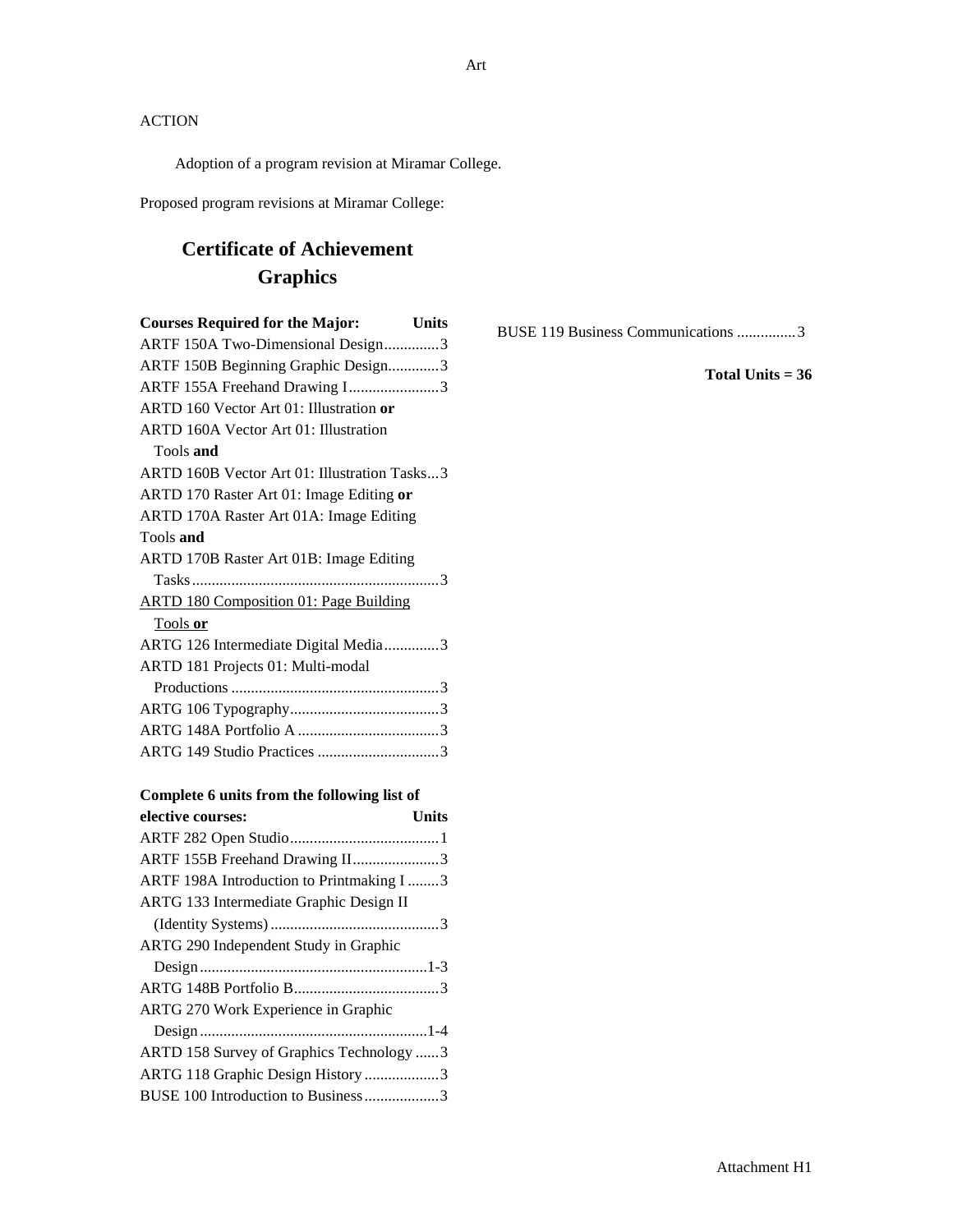ACTION

Adoption of a program revision at Miramar College.

Proposed program revisions at Miramar College:

## Certificate of Achievement
## Graphics

| Courses Required for the Major: | Units |
|---|---|
| ARTF 150A Two-Dimensional Design | 3 |
| ARTF 150B Beginning Graphic Design | 3 |
| ARTF 155A Freehand Drawing I | 3 |
| ARTD 160 Vector Art 01: Illustration **or** ARTD 160A Vector Art 01: Illustration Tools **and** ARTD 160B Vector Art 01: Illustration Tasks | 3 |
| ARTD 170 Raster Art 01: Image Editing **or** ARTD 170A Raster Art 01A: Image Editing Tools **and** ARTD 170B Raster Art 01B: Image Editing Tasks | 3 |
| <u>ARTD 180 Composition 01: Page Building Tools **or**</u> ARTG 126 Intermediate Digital Media | 3 |
| ARTD 181 Projects 01: Multi-modal Productions | 3 |
| ARTG 106 Typography | 3 |
| ARTG 148A Portfolio A | 3 |
| ARTG 149 Studio Practices | 3 |

| Complete 6 units from the following list of elective courses: | Units |
|---|---|
| ARTF 282 Open Studio | 1 |
| ARTF 155B Freehand Drawing II | 3 |
| ARTF 198A Introduction to Printmaking I | 3 |
| ARTG 133 Intermediate Graphic Design II (Identity Systems) | 3 |
| ARTG 290 Independent Study in Graphic Design | 1-3 |
| ARTG 148B Portfolio B | 3 |
| ARTG 270 Work Experience in Graphic Design | 1-4 |
| ARTD 158 Survey of Graphics Technology | 3 |
| ARTG 118 Graphic Design History | 3 |
| BUSE 100 Introduction to Business | 3 |
| BUSE 119 Business Communications | 3 |

**Total Units = 36**

Attachment H1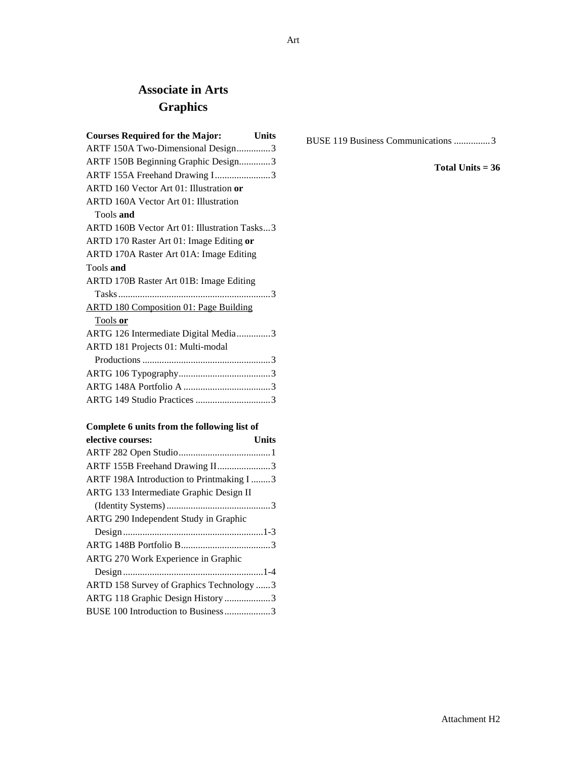# Associate in Arts
## Graphics

| Courses Required for the Major: | Units |
|---|---|
| ARTF 150A Two-Dimensional Design | 3 |
| ARTF 150B Beginning Graphic Design | 3 |
| ARTF 155A Freehand Drawing I | 3 |
| ARTD 160 Vector Art 01: Illustration **or** ARTD 160A Vector Art 01: Illustration Tools **and** ARTD 160B Vector Art 01: Illustration Tasks | 3 |
| ARTD 170 Raster Art 01: Image Editing **or** ARTD 170A Raster Art 01A: Image Editing Tools **and** ARTD 170B Raster Art 01B: Image Editing Tasks | 3 |
| <u>ARTD 180 Composition 01: Page Building Tools</u> **<u>or</u>** ARTG 126 Intermediate Digital Media | 3 |
| ARTD 181 Projects 01: Multi-modal Productions | 3 |
| ARTG 106 Typography | 3 |
| ARTG 148A Portfolio A | 3 |
| ARTG 149 Studio Practices | 3 |

| Complete 6 units from the following list of elective courses: | Units |
|---|---|
| ARTF 282 Open Studio | 1 |
| ARTF 155B Freehand Drawing II | 3 |
| ARTF 198A Introduction to Printmaking I | 3 |
| ARTG 133 Intermediate Graphic Design II (Identity Systems) | 3 |
| ARTG 290 Independent Study in Graphic Design | 1-3 |
| ARTG 148B Portfolio B | 3 |
| ARTG 270 Work Experience in Graphic Design | 1-4 |
| ARTD 158 Survey of Graphics Technology | 3 |
| ARTG 118 Graphic Design History | 3 |
| BUSE 100 Introduction to Business | 3 |
| BUSE 119 Business Communications | 3 |

**Total Units = 36**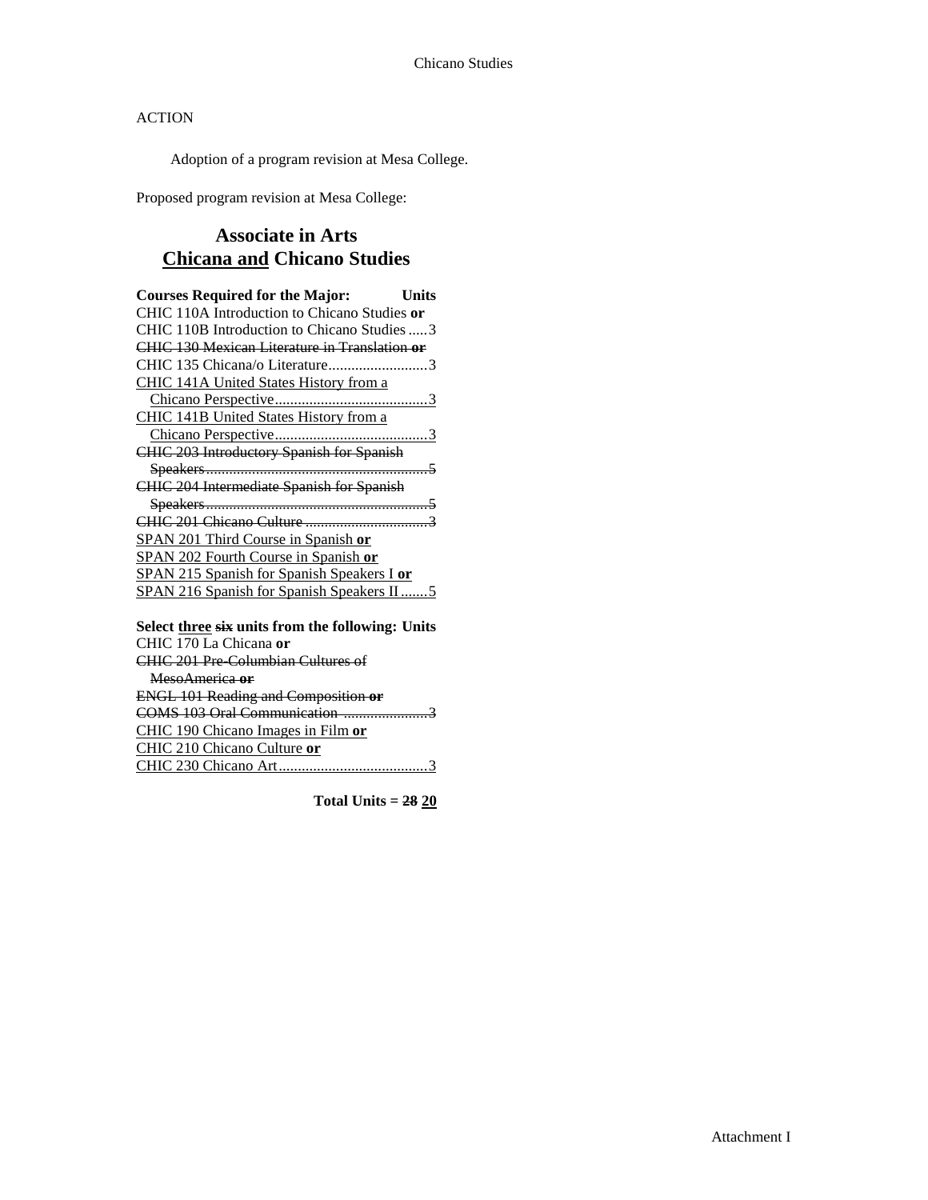ACTION

Adoption of a program revision at Mesa College.

Proposed program revision at Mesa College:

## Associate in Arts
## <u>Chicana and</u> Chicano Studies

**Courses Required for the Major: Units**

CHIC 110A Introduction to Chicano Studies **or**
CHIC 110B Introduction to Chicano Studies ..... 3
~~CHIC 130 Mexican Literature in Translation **or**~~
CHIC 135 Chicana/o Literature.......................... 3
<u>CHIC 141A United States History from a Chicano Perspective......................................... 3</u>
<u>CHIC 141B United States History from a Chicano Perspective......................................... 3</u>
~~CHIC 203 Introductory Spanish for Spanish Speakers........................................................... 5~~
~~CHIC 204 Intermediate Spanish for Spanish Speakers........................................................... 5~~
~~CHIC 201 Chicano Culture ................................ 3~~
<u>SPAN 201 Third Course in Spanish **or**</u>
<u>SPAN 202 Fourth Course in Spanish **or**</u>
<u>SPAN 215 Spanish for Spanish Speakers I **or**</u>
<u>SPAN 216 Spanish for Spanish Speakers II ....... 5</u>

**Select <u>three</u> ~~six~~ units from the following: Units**

CHIC 170 La Chicana **or**
~~CHIC 201 Pre-Columbian Cultures of MesoAmerica **or**~~
~~ENGL 101 Reading and Composition **or**~~
~~COMS 103 Oral Communication ...................... 3~~
<u>CHIC 190 Chicano Images in Film **or**</u>
<u>CHIC 210 Chicano Culture **or**</u>
<u>CHIC 230 Chicano Art........................................ 3</u>

**Total Units = ~~28~~ <u>20</u>**

Attachment I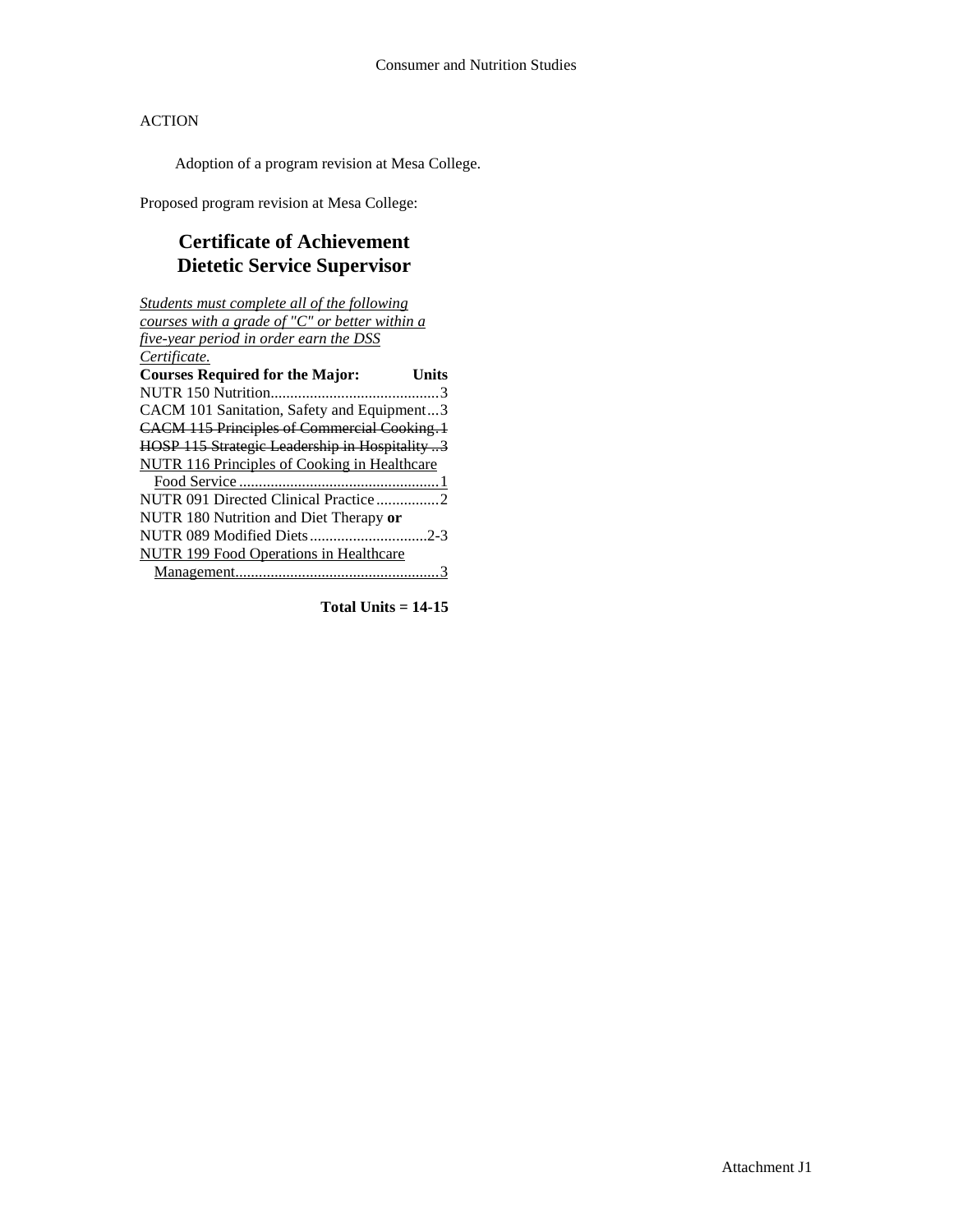ACTION

Adoption of a program revision at Mesa College.

Proposed program revision at Mesa College:

## Certificate of Achievement
## Dietetic Service Supervisor

<u>*Students must complete all of the following courses with a grade of "C" or better within a five-year period in order earn the DSS Certificate.*</u>

| **Courses Required for the Major:** | **Units** |
|---|---|
| NUTR 150 Nutrition | 3 |
| CACM 101 Sanitation, Safety and Equipment | 3 |
| ~~CACM 115 Principles of Commercial Cooking~~ | ~~1~~ |
| ~~HOSP 115 Strategic Leadership in Hospitality~~ | ~~3~~ |
| <u>NUTR 116 Principles of Cooking in Healthcare Food Service</u> | <u>1</u> |
| NUTR 091 Directed Clinical Practice | 2 |
| NUTR 180 Nutrition and Diet Therapy **or** NUTR 089 Modified Diets | 2-3 |
| <u>NUTR 199 Food Operations in Healthcare Management</u> | <u>3</u> |

**Total Units = 14-15**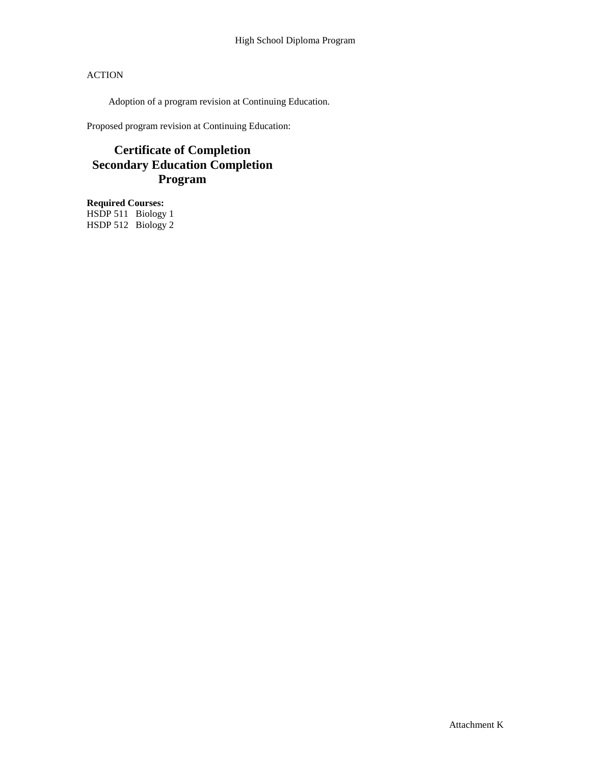High School Diploma Program

ACTION

Adoption of a program revision at Continuing Education.

Proposed program revision at Continuing Education:

## Certificate of Completion
## Secondary Education Completion Program

**Required Courses:**
HSDP 511 Biology 1
HSDP 512 Biology 2

Attachment K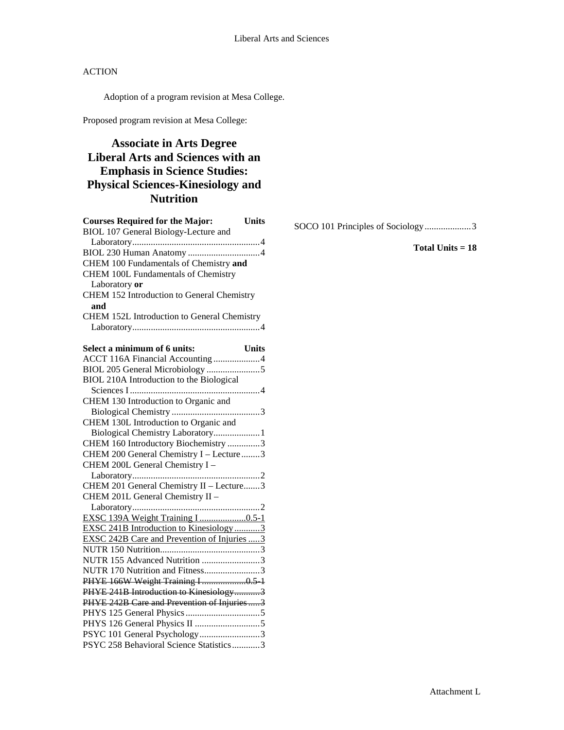ACTION

Adoption of a program revision at Mesa College.

Proposed program revision at Mesa College:

# Associate in Arts Degree Liberal Arts and Sciences with an Emphasis in Science Studies: Physical Sciences-Kinesiology and Nutrition

| Courses Required for the Major: | Units |
|---|---|
| BIOL 107 General Biology-Lecture and Laboratory | 4 |
| BIOL 230 Human Anatomy | 4 |
| CHEM 100 Fundamentals of Chemistry **and** CHEM 100L Fundamentals of Chemistry Laboratory **or** CHEM 152 Introduction to General Chemistry **and** CHEM 152L Introduction to General Chemistry Laboratory | 4 |

| Select a minimum of 6 units: | Units |
|---|---|
| ACCT 116A Financial Accounting | 4 |
| BIOL 205 General Microbiology | 5 |
| BIOL 210A Introduction to the Biological Sciences I | 4 |
| CHEM 130 Introduction to Organic and Biological Chemistry | 3 |
| CHEM 130L Introduction to Organic and Biological Chemistry Laboratory | 1 |
| CHEM 160 Introductory Biochemistry | 3 |
| CHEM 200 General Chemistry I – Lecture | 3 |
| CHEM 200L General Chemistry I – Laboratory | 2 |
| CHEM 201 General Chemistry II – Lecture | 3 |
| CHEM 201L General Chemistry II – Laboratory | 2 |
| <u>EXSC 139A Weight Training I</u> | <u>0.5-1</u> |
| <u>EXSC 241B Introduction to Kinesiology</u> | <u>3</u> |
| <u>EXSC 242B Care and Prevention of Injuries</u> | <u>3</u> |
| NUTR 150 Nutrition | 3 |
| NUTR 155 Advanced Nutrition | 3 |
| NUTR 170 Nutrition and Fitness | 3 |
| ~~PHYE 166W Weight Training I~~ | ~~0.5-1~~ |
| ~~PHYE 241B Introduction to Kinesiology~~ | ~~3~~ |
| ~~PHYE 242B Care and Prevention of Injuries~~ | ~~3~~ |
| PHYS 125 General Physics | 5 |
| PHYS 126 General Physics II | 5 |
| PSYC 101 General Psychology | 3 |
| PSYC 258 Behavioral Science Statistics | 3 |
| SOCO 101 Principles of Sociology | 3 |

**Total Units = 18**

Attachment L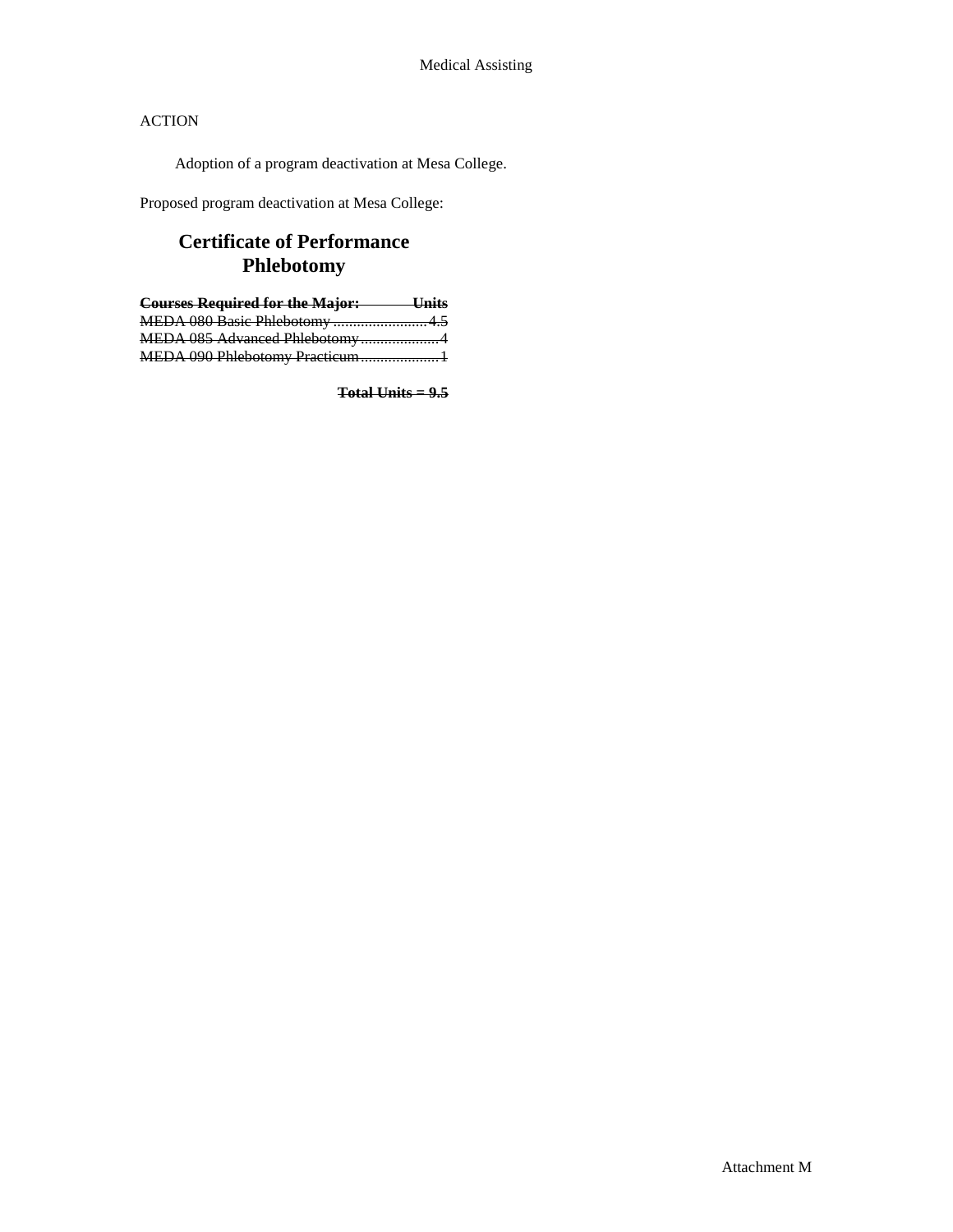Medical Assisting

ACTION

Adoption of a program deactivation at Mesa College.

Proposed program deactivation at Mesa College:

## Certificate of Performance
## Phlebotomy

| ~~**Courses Required for the Major:**~~ | ~~**Units**~~ |
|---|---|
| ~~MEDA 080 Basic Phlebotomy~~ | ~~4.5~~ |
| ~~MEDA 085 Advanced Phlebotomy~~ | ~~4~~ |
| ~~MEDA 090 Phlebotomy Practicum~~ | ~~1~~ |

~~**Total Units = 9.5**~~

Attachment M